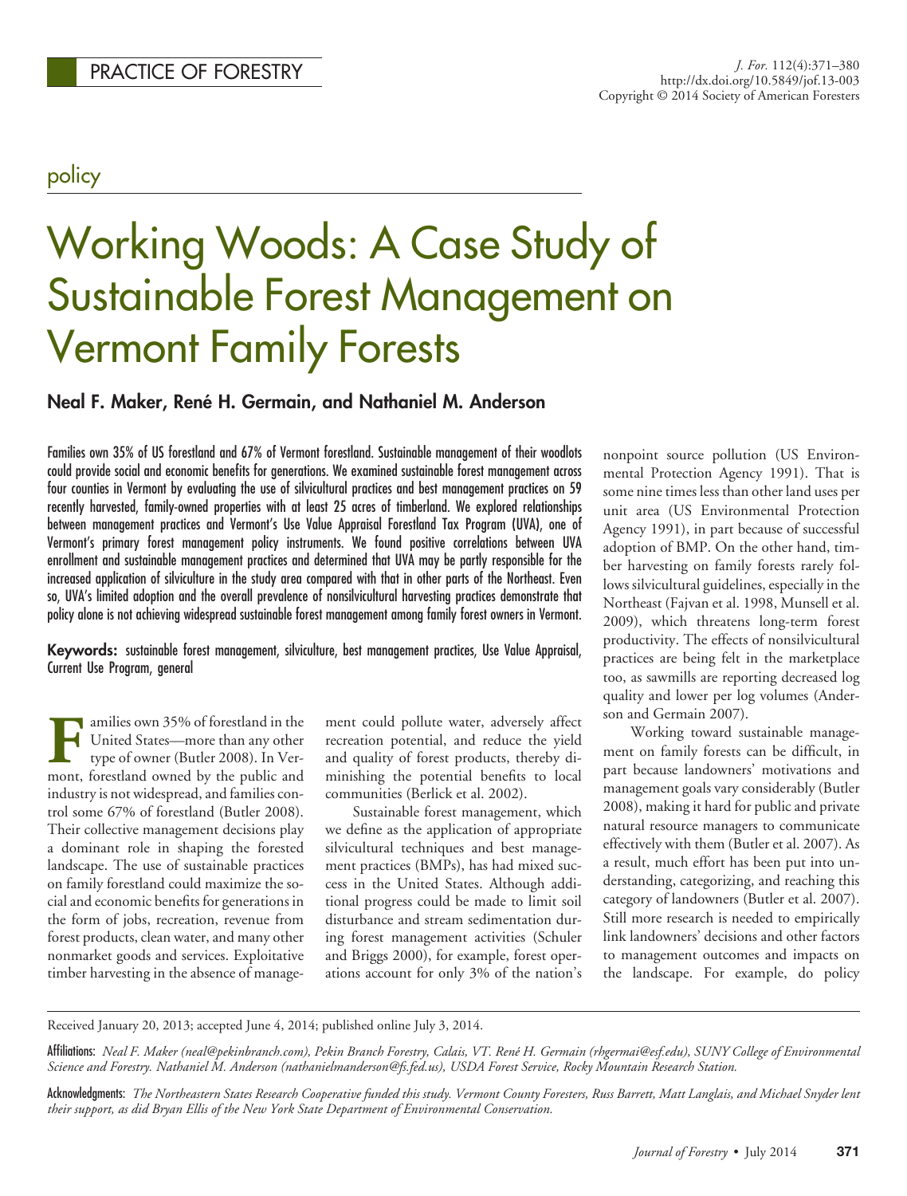PRACTICE OF FORESTRY

policy

# Working Woods: A Case Study of Sustainable Forest Management on Vermont Family Forests

**Neal F. Maker, René H. Germain, and Nathaniel M. Anderson**

Families own 35% of US forestland and 67% of Vermont forestland. Sustainable management of their woodlots could provide social and economic benefits for generations. We examined sustainable forest management across four counties in Vermont by evaluating the use of silvicultural practices and best management practices on 59 recently harvested, family-owned properties with at least 25 acres of timberland. We explored relationships between management practices and Vermont's Use Value Appraisal Forestland Tax Program (UVA), one of Vermont's primary forest management policy instruments. We found positive correlations between UVA enrollment and sustainable management practices and determined that UVA may be partly responsible for the increased application of silviculture in the study area compared with that in other parts of the Northeast. Even so, UVA's limited adoption and the overall prevalence of nonsilvicultural harvesting practices demonstrate that policy alone is not achieving widespread sustainable forest management among family forest owners in Vermont.

**Keywords:** sustainable forest management, silviculture, best management practices, Use Value Appraisal, Current Use Program, general

Families own 35% of forestland in the United States—more than any other type of owner (Butler 2008). In Vermont, forestland owned by the public and industry is not widespread, and families control some 67% of forestland (Butler 2008). Their collective management decisions play a dominant role in shaping the forested landscape. The use of sustainable practices on family forestland could maximize the social and economic benefits for generations in the form of jobs, recreation, revenue from forest products, clean water, and many other nonmarket goods and services. Exploitative timber harvesting in the absence of management could pollute water, adversely affect recreation potential, and reduce the yield and quality of forest products, thereby diminishing the potential benefits to local communities (Berlick et al. 2002).

Sustainable forest management, which we define as the application of appropriate silvicultural techniques and best management practices (BMPs), has had mixed success in the United States. Although additional progress could be made to limit soil disturbance and stream sedimentation during forest management activities (Schuler and Briggs 2000), for example, forest operations account for only 3% of the nation's nonpoint source pollution (US Environmental Protection Agency 1991). That is some nine times less than other land uses per unit area (US Environmental Protection Agency 1991), in part because of successful adoption of BMP. On the other hand, timber harvesting on family forests rarely follows silvicultural guidelines, especially in the Northeast (Fajvan et al. 1998, Munsell et al. 2009), which threatens long-term forest productivity. The effects of nonsilvicultural practices are being felt in the marketplace too, as sawmills are reporting decreased log quality and lower per log volumes (Anderson and Germain 2007).

Working toward sustainable management on family forests can be difficult, in part because landowners' motivations and management goals vary considerably (Butler 2008), making it hard for public and private natural resource managers to communicate effectively with them (Butler et al. 2007). As a result, much effort has been put into understanding, categorizing, and reaching this category of landowners (Butler et al. 2007). Still more research is needed to empirically link landowners' decisions and other factors to management outcomes and impacts on the landscape. For example, do policy

Received January 20, 2013; accepted June 4, 2014; published online July 3, 2014.

**Affiliations:** *Neal F. Maker (neal@pekinbranch.com), Pekin Branch Forestry, Calais, VT. René H. Germain (rhgermai@esf.edu), SUNY College of Environmental Science and Forestry. Nathaniel M. Anderson (nathanielmanderson@fs.fed.us), USDA Forest Service, Rocky Mountain Research Station.*

**Acknowledgments:** *The Northeastern States Research Cooperative funded this study. Vermont County Foresters, Russ Barrett, Matt Langlais, and Michael Snyder lent their support, as did Bryan Ellis of the New York State Department of Environmental Conservation.*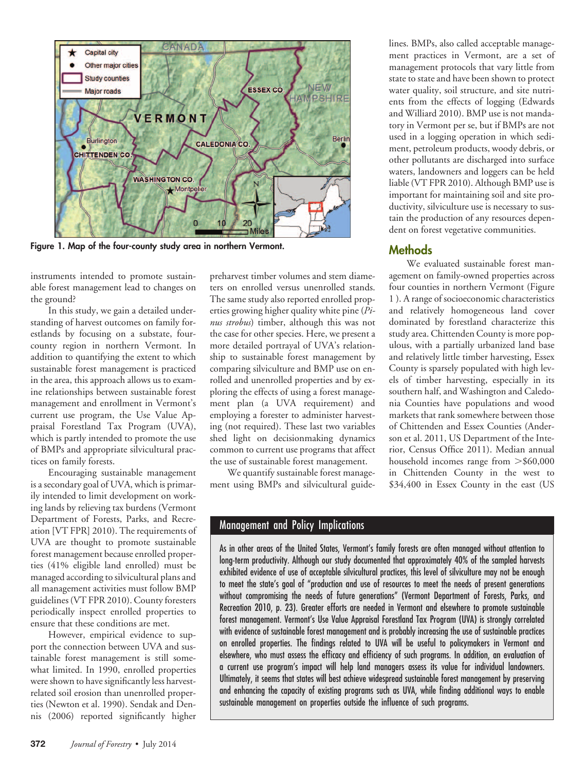Figure 1. Map of the four-county study area in northern Vermont.

instruments intended to promote sustainable forest management lead to changes on the ground?

In this study, we gain a detailed understanding of harvest outcomes on family forestlands by focusing on a substate, four-county region in northern Vermont. In addition to quantifying the extent to which sustainable forest management is practiced in the area, this approach allows us to examine relationships between sustainable forest management and enrollment in Vermont's current use program, the Use Value Appraisal Forestland Tax Program (UVA), which is partly intended to promote the use of BMPs and appropriate silvicultural practices on family forests.

Encouraging sustainable management is a secondary goal of UVA, which is primarily intended to limit development on working lands by relieving tax burdens (Vermont Department of Forests, Parks, and Recreation [VT FPR] 2010). The requirements of UVA are thought to promote sustainable forest management because enrolled properties (41% eligible land enrolled) must be managed according to silvicultural plans and all management activities must follow BMP guidelines (VT FPR 2010). County foresters periodically inspect enrolled properties to ensure that these conditions are met.

However, empirical evidence to support the connection between UVA and sustainable forest management is still somewhat limited. In 1990, enrolled properties were shown to have significantly less harvest-related soil erosion than unenrolled properties (Newton et al. 1990). Sendak and Dennis (2006) reported significantly higher preharvest timber volumes and stem diameters on enrolled versus unenrolled stands. The same study also reported enrolled properties growing higher quality white pine (*Pinus strobus*) timber, although this was not the case for other species. Here, we present a more detailed portrayal of UVA's relationship to sustainable forest management by comparing silviculture and BMP use on enrolled and unenrolled properties and by exploring the effects of using a forest management plan (a UVA requirement) and employing a forester to administer harvesting (not required). These last two variables shed light on decisionmaking dynamics common to current use programs that affect the use of sustainable forest management.

We quantify sustainable forest management using BMPs and silvicultural guidelines. BMPs, also called acceptable management practices in Vermont, are a set of management protocols that vary little from state to state and have been shown to protect water quality, soil structure, and site nutrients from the effects of logging (Edwards and Williard 2010). BMP use is not mandatory in Vermont per se, but if BMPs are not used in a logging operation in which sediment, petroleum products, woody debris, or other pollutants are discharged into surface waters, landowners and loggers can be held liable (VT FPR 2010). Although BMP use is important for maintaining soil and site productivity, silviculture use is necessary to sustain the production of any resources dependent on forest vegetative communities.

## Methods

We evaluated sustainable forest management on family-owned properties across four counties in northern Vermont (Figure 1). A range of socioeconomic characteristics and relatively homogeneous land cover dominated by forestland characterize this study area. Chittenden County is more populous, with a partially urbanized land base and relatively little timber harvesting, Essex County is sparsely populated with high levels of timber harvesting, especially in its southern half, and Washington and Caledonia Counties have populations and wood markets that rank somewhere between those of Chittenden and Essex Counties (Anderson et al. 2011, US Department of the Interior, Census Office 2011). Median annual household incomes range from >$60,000 in Chittenden County in the west to $34,400 in Essex County in the east (US

### Management and Policy Implications

As in other areas of the United States, Vermont's family forests are often managed without attention to long-term productivity. Although our study documented that approximately 40% of the sampled harvests exhibited evidence of use of acceptable silvicultural practices, this level of silviculture may not be enough to meet the state's goal of "production and use of resources to meet the needs of present generations without compromising the needs of future generations" (Vermont Department of Forests, Parks, and Recreation 2010, p. 23). Greater efforts are needed in Vermont and elsewhere to promote sustainable forest management. Vermont's Use Value Appraisal Forestland Tax Program (UVA) is strongly correlated with evidence of sustainable forest management and is probably increasing the use of sustainable practices on enrolled properties. The findings related to UVA will be useful to policymakers in Vermont and elsewhere, who must assess the efficacy and efficiency of such programs. In addition, an evaluation of a current use program's impact will help land managers assess its value for individual landowners. Ultimately, it seems that states will best achieve widespread sustainable forest management by preserving and enhancing the capacity of existing programs such as UVA, while finding additional ways to enable sustainable management on properties outside the influence of such programs.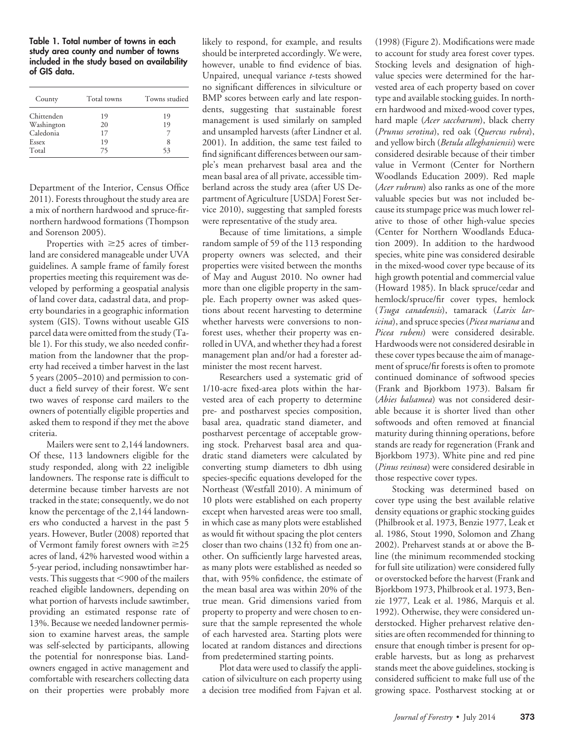**Table 1. Total number of towns in each study area county and number of towns included in the study based on availability of GIS data.**

| County | Total towns | Towns studied |
|---|---|---|
| Chittenden | 19 | 19 |
| Washington | 20 | 19 |
| Caledonia | 17 | 7 |
| Essex | 19 | 8 |
| Total | 75 | 53 |

Department of the Interior, Census Office 2011). Forests throughout the study area are a mix of northern hardwood and spruce-fir-northern hardwood formations (Thompson and Sorenson 2005).

Properties with ≥25 acres of timberland are considered manageable under UVA guidelines. A sample frame of family forest properties meeting this requirement was developed by performing a geospatial analysis of land cover data, cadastral data, and property boundaries in a geographic information system (GIS). Towns without useable GIS parcel data were omitted from the study (Table 1). For this study, we also needed confirmation from the landowner that the property had received a timber harvest in the last 5 years (2005–2010) and permission to conduct a field survey of their forest. We sent two waves of response card mailers to the owners of potentially eligible properties and asked them to respond if they met the above criteria.

Mailers were sent to 2,144 landowners. Of these, 113 landowners eligible for the study responded, along with 22 ineligible landowners. The response rate is difficult to determine because timber harvests are not tracked in the state; consequently, we do not know the percentage of the 2,144 landowners who conducted a harvest in the past 5 years. However, Butler (2008) reported that of Vermont family forest owners with ≥25 acres of land, 42% harvested wood within a 5-year period, including nonsawtimber harvests. This suggests that <900 of the mailers reached eligible landowners, depending on what portion of harvests include sawtimber, providing an estimated response rate of 13%. Because we needed landowner permission to examine harvest areas, the sample was self-selected by participants, allowing the potential for nonresponse bias. Landowners engaged in active management and comfortable with researchers collecting data on their properties were probably more likely to respond, for example, and results should be interpreted accordingly. We were, however, unable to find evidence of bias. Unpaired, unequal variance *t*-tests showed no significant differences in silviculture or BMP scores between early and late respondents, suggesting that sustainable forest management is used similarly on sampled and unsampled harvests (after Lindner et al. 2001). In addition, the same test failed to find significant differences between our sample's mean preharvest basal area and the mean basal area of all private, accessible timberland across the study area (after US Department of Agriculture [USDA] Forest Service 2010), suggesting that sampled forests were representative of the study area.

Because of time limitations, a simple random sample of 59 of the 113 responding property owners was selected, and their properties were visited between the months of May and August 2010. No owner had more than one eligible property in the sample. Each property owner was asked questions about recent harvesting to determine whether harvests were conversions to nonforest uses, whether their property was enrolled in UVA, and whether they had a forest management plan and/or had a forester administer the most recent harvest.

Researchers used a systematic grid of 1/10-acre fixed-area plots within the harvested area of each property to determine pre- and postharvest species composition, basal area, quadratic stand diameter, and postharvest percentage of acceptable growing stock. Preharvest basal area and quadratic stand diameters were calculated by converting stump diameters to dbh using species-specific equations developed for the Northeast (Westfall 2010). A minimum of 10 plots were established on each property except when harvested areas were too small, in which case as many plots were established as would fit without spacing the plot centers closer than two chains (132 ft) from one another. On sufficiently large harvested areas, as many plots were established as needed so that, with 95% confidence, the estimate of the mean basal area was within 20% of the true mean. Grid dimensions varied from property to property and were chosen to ensure that the sample represented the whole of each harvested area. Starting plots were located at random distances and directions from predetermined starting points.

Plot data were used to classify the application of silviculture on each property using a decision tree modified from Fajvan et al. (1998) (Figure 2). Modifications were made to account for study area forest cover types. Stocking levels and designation of high-value species were determined for the harvested area of each property based on cover type and available stocking guides. In northern hardwood and mixed-wood cover types, hard maple (*Acer saccharum*), black cherry (*Prunus serotina*), red oak (*Quercus rubra*), and yellow birch (*Betula alleghaniensis*) were considered desirable because of their timber value in Vermont (Center for Northern Woodlands Education 2009). Red maple (*Acer rubrum*) also ranks as one of the more valuable species but was not included because its stumpage price was much lower relative to those of other high-value species (Center for Northern Woodlands Education 2009). In addition to the hardwood species, white pine was considered desirable in the mixed-wood cover type because of its high growth potential and commercial value (Howard 1985). In black spruce/cedar and hemlock/spruce/fir cover types, hemlock (*Tsuga canadensis*), tamarack (*Larix laricina*), and spruce species (*Picea mariana* and *Picea rubens*) were considered desirable. Hardwoods were not considered desirable in these cover types because the aim of management of spruce/fir forests is often to promote continued dominance of softwood species (Frank and Bjorkbom 1973). Balsam fir (*Abies balsamea*) was not considered desirable because it is shorter lived than other softwoods and often removed at financial maturity during thinning operations, before stands are ready for regeneration (Frank and Bjorkbom 1973). White pine and red pine (*Pinus resinosa*) were considered desirable in those respective cover types.

Stocking was determined based on cover type using the best available relative density equations or graphic stocking guides (Philbrook et al. 1973, Benzie 1977, Leak et al. 1986, Stout 1990, Solomon and Zhang 2002). Preharvest stands at or above the B-line (the minimum recommended stocking for full site utilization) were considered fully or overstocked before the harvest (Frank and Bjorkbom 1973, Philbrook et al. 1973, Benzie 1977, Leak et al. 1986, Marquis et al. 1992). Otherwise, they were considered understocked. Higher preharvest relative densities are often recommended for thinning to ensure that enough timber is present for operable harvests, but as long as preharvest stands meet the above guidelines, stocking is considered sufficient to make full use of the growing space. Postharvest stocking at or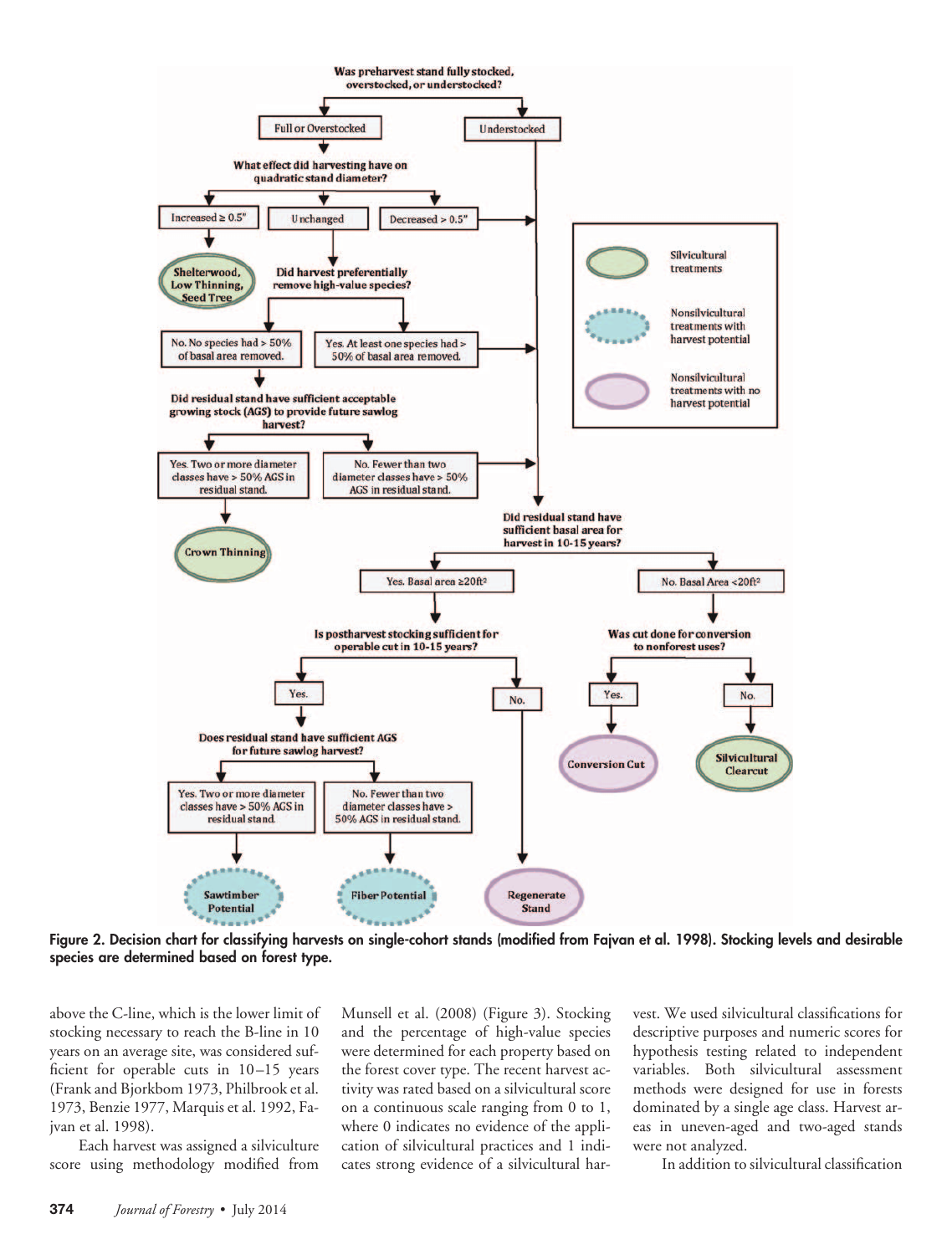Figure 2. Decision chart for classifying harvests on single-cohort stands (modified from Fajvan et al. 1998). Stocking levels and desirable species are determined based on forest type.

above the C-line, which is the lower limit of stocking necessary to reach the B-line in 10 years on an average site, was considered sufficient for operable cuts in 10–15 years (Frank and Bjorkbom 1973, Philbrook et al. 1973, Benzie 1977, Marquis et al. 1992, Fajvan et al. 1998).

Each harvest was assigned a silviculture score using methodology modified from Munsell et al. (2008) (Figure 3). Stocking and the percentage of high-value species were determined for each property based on the forest cover type. The recent harvest activity was rated based on a silvicultural score on a continuous scale ranging from 0 to 1, where 0 indicates no evidence of the application of silvicultural practices and 1 indicates strong evidence of a silvicultural harvest. We used silvicultural classifications for descriptive purposes and numeric scores for hypothesis testing related to independent variables. Both silvicultural assessment methods were designed for use in forests dominated by a single age class. Harvest areas in uneven-aged and two-aged stands were not analyzed.

In addition to silvicultural classification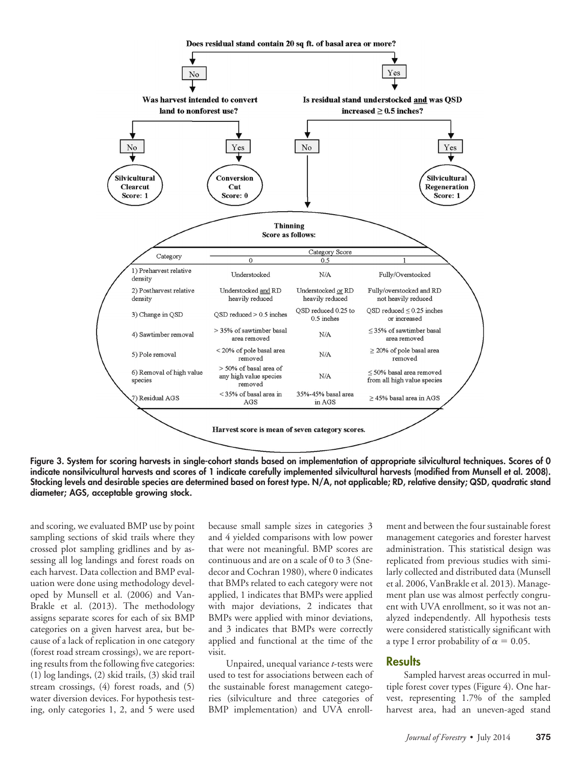Does residual stand contain 20 sq ft. of basal area or more?

- **No** → Was harvest intended to convert land to nonforest use?
  - **No** → Silvicultural Clearcut, Score: 1
  - **Yes** → Conversion Cut, Score: 0
- **Yes** → Is residual stand understocked and was QSD increased ≥ 0.5 inches?
  - **Yes** → Silvicultural Regeneration, Score: 1
  - **No** → Thinning, Score as follows:

| Category | Category Score 0 | 0.5 | 1 |
|---|---|---|---|
| 1) Preharvest relative density | Understocked | N/A | Fully/Overstocked |
| 2) Postharvest relative density | Understocked and RD heavily reduced | Understocked or RD heavily reduced | Fully/overstocked and RD not heavily reduced |
| 3) Change in QSD | QSD reduced > 0.5 inches | QSD reduced 0.25 to 0.5 inches | QSD reduced ≤ 0.25 inches or increased |
| 4) Sawtimber removal | > 35% of sawtimber basal area removed | N/A | ≤ 35% of sawtimber basal area removed |
| 5) Pole removal | < 20% of pole basal area removed | N/A | ≥ 20% of pole basal area removed |
| 6) Removal of high value species | > 50% of basal area of any high value species removed | N/A | ≤ 50% basal area removed from all high value species |
| 7) Residual AGS | < 35% of basal area in AGS | 35%-45% basal area in AGS | ≥ 45% basal area in AGS |

Harvest score is mean of seven category scores.

**Figure 3. System for scoring harvests in single-cohort stands based on implementation of appropriate silvicultural techniques. Scores of 0 indicate nonsilvicultural harvests and scores of 1 indicate carefully implemented silvicultural harvests (modified from Munsell et al. 2008). Stocking levels and desirable species are determined based on forest type. N/A, not applicable; RD, relative density; QSD, quadratic stand diameter; AGS, acceptable growing stock.**

and scoring, we evaluated BMP use by point sampling sections of skid trails where they crossed plot sampling gridlines and by assessing all log landings and forest roads on each harvest. Data collection and BMP evaluation were done using methodology developed by Munsell et al. (2006) and VanBrakle et al. (2013). The methodology assigns separate scores for each of six BMP categories on a given harvest area, but because of a lack of replication in one category (forest road stream crossings), we are reporting results from the following five categories: (1) log landings, (2) skid trails, (3) skid trail stream crossings, (4) forest roads, and (5) water diversion devices. For hypothesis testing, only categories 1, 2, and 5 were used because small sample sizes in categories 3 and 4 yielded comparisons with low power that were not meaningful. BMP scores are continuous and are on a scale of 0 to 3 (Snedecor and Cochran 1980), where 0 indicates that BMPs related to each category were not applied, 1 indicates that BMPs were applied with major deviations, 2 indicates that BMPs were applied with minor deviations, and 3 indicates that BMPs were correctly applied and functional at the time of the visit.

Unpaired, unequal variance *t*-tests were used to test for associations between each of the sustainable forest management categories (silviculture and three categories of BMP implementation) and UVA enrollment and between the four sustainable forest management categories and forester harvest administration. This statistical design was replicated from previous studies with similarly collected and distributed data (Munsell et al. 2006, VanBrakle et al. 2013). Management plan use was almost perfectly congruent with UVA enrollment, so it was not analyzed independently. All hypothesis tests were considered statistically significant with a type I error probability of $\alpha = 0.05$.

## Results

Sampled harvest areas occurred in multiple forest cover types (Figure 4). One harvest, representing 1.7% of the sampled harvest area, had an uneven-aged stand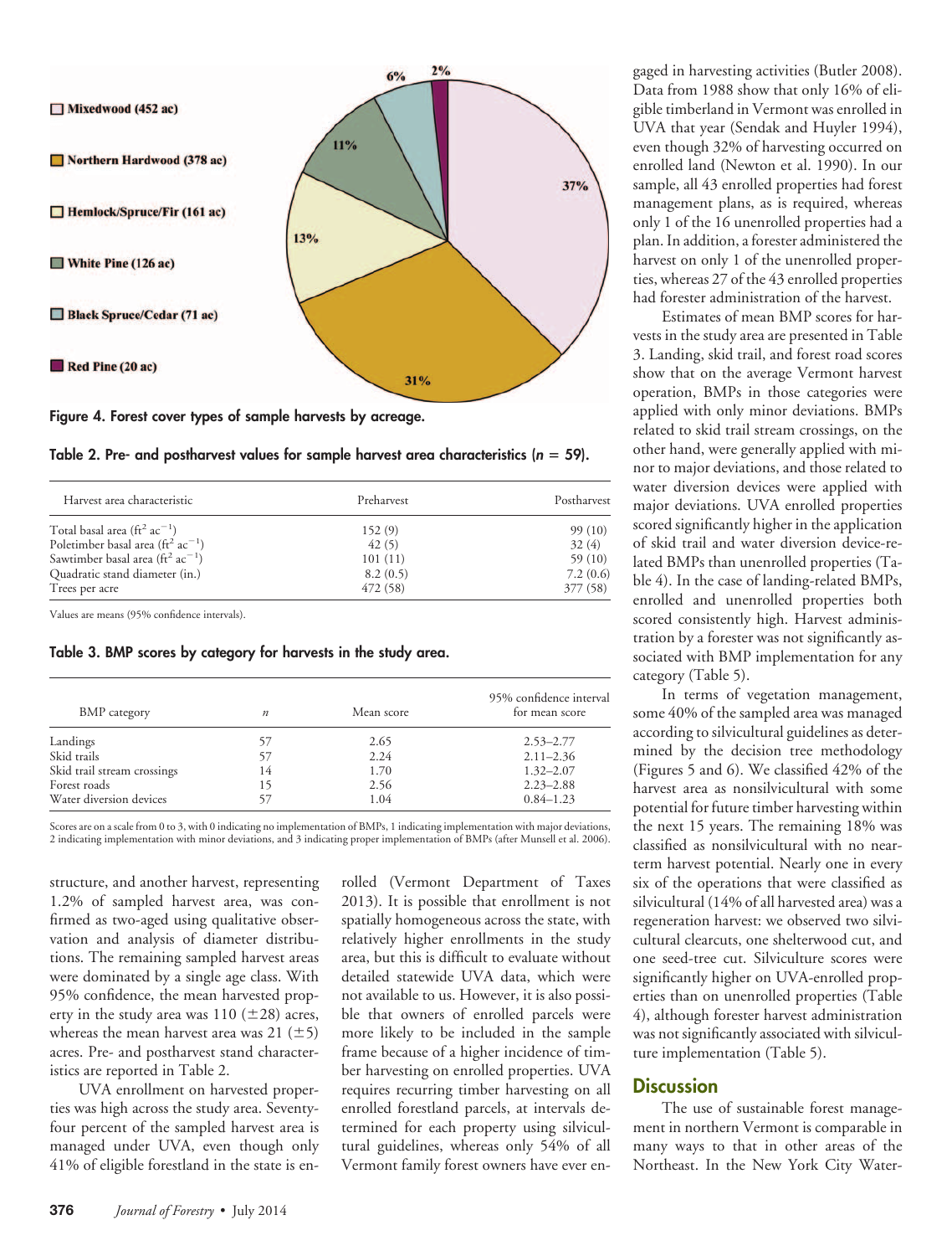Mixedwood (452 ac)

Northern Hardwood (378 ac)

Hemlock/Spruce/Fir (161 ac)

White Pine (126 ac)

Black Spruce/Cedar (71 ac)

Red Pine (20 ac)

37%, 31%, 13%, 11%, 6%, 2%

**Figure 4. Forest cover types of sample harvests by acreage.**

**Table 2. Pre- and postharvest values for sample harvest area characteristics ($n$ = 59).**

| Harvest area characteristic | Preharvest | Postharvest |
|---|---|---|
| Total basal area ($ft^2$ $ac^{-1}$) | 152 (9) | 99 (10) |
| Poletimber basal area ($ft^2$ $ac^{-1}$) | 42 (5) | 32 (4) |
| Sawtimber basal area ($ft^2$ $ac^{-1}$) | 101 (11) | 59 (10) |
| Quadratic stand diameter (in.) | 8.2 (0.5) | 7.2 (0.6) |
| Trees per acre | 472 (58) | 377 (58) |

Values are means (95% confidence intervals).

**Table 3. BMP scores by category for harvests in the study area.**

| BMP category | $n$ | Mean score | 95% confidence interval for mean score |
|---|---|---|---|
| Landings | 57 | 2.65 | 2.53–2.77 |
| Skid trails | 57 | 2.24 | 2.11–2.36 |
| Skid trail stream crossings | 14 | 1.70 | 1.32–2.07 |
| Forest roads | 15 | 2.56 | 2.23–2.88 |
| Water diversion devices | 57 | 1.04 | 0.84–1.23 |

Scores are on a scale from 0 to 3, with 0 indicating no implementation of BMPs, 1 indicating implementation with major deviations, 2 indicating implementation with minor deviations, and 3 indicating proper implementation of BMPs (after Munsell et al. 2006).

structure, and another harvest, representing 1.2% of sampled harvest area, was confirmed as two-aged using qualitative observation and analysis of diameter distributions. The remaining sampled harvest areas were dominated by a single age class. With 95% confidence, the mean harvested property in the study area was 110 (±28) acres, whereas the mean harvest area was 21 (±5) acres. Pre- and postharvest stand characteristics are reported in Table 2.

UVA enrollment on harvested properties was high across the study area. Seventy-four percent of the sampled harvest area is managed under UVA, even though only 41% of eligible forestland in the state is enrolled (Vermont Department of Taxes 2013). It is possible that enrollment is not spatially homogeneous across the state, with relatively higher enrollments in the study area, but this is difficult to evaluate without detailed statewide UVA data, which were not available to us. However, it is also possible that owners of enrolled parcels were more likely to be included in the sample frame because of a higher incidence of timber harvesting on enrolled properties. UVA requires recurring timber harvesting on all enrolled forestland parcels, at intervals determined for each property using silvicultural guidelines, whereas only 54% of all Vermont family forest owners have ever engaged in harvesting activities (Butler 2008). Data from 1988 show that only 16% of eligible timberland in Vermont was enrolled in UVA that year (Sendak and Huyler 1994), even though 32% of harvesting occurred on enrolled land (Newton et al. 1990). In our sample, all 43 enrolled properties had forest management plans, as is required, whereas only 1 of the 16 unenrolled properties had a plan. In addition, a forester administered the harvest on only 1 of the unenrolled properties, whereas 27 of the 43 enrolled properties had forester administration of the harvest.

Estimates of mean BMP scores for harvests in the study area are presented in Table 3. Landing, skid trail, and forest road scores show that on the average Vermont harvest operation, BMPs in those categories were applied with only minor deviations. BMPs related to skid trail stream crossings, on the other hand, were generally applied with minor to major deviations, and those related to water diversion devices were applied with major deviations. UVA enrolled properties scored significantly higher in the application of skid trail and water diversion device-related BMPs than unenrolled properties (Table 4). In the case of landing-related BMPs, enrolled and unenrolled properties both scored consistently high. Harvest administration by a forester was not significantly associated with BMP implementation for any category (Table 5).

In terms of vegetation management, some 40% of the sampled area was managed according to silvicultural guidelines as determined by the decision tree methodology (Figures 5 and 6). We classified 42% of the harvest area as nonsilvicultural with some potential for future timber harvesting within the next 15 years. The remaining 18% was classified as nonsilvicultural with no near-term harvest potential. Nearly one in every six of the operations that were classified as silvicultural (14% of all harvested area) was a regeneration harvest: we observed two silvicultural clearcuts, one shelterwood cut, and one seed-tree cut. Silviculture scores were significantly higher on UVA-enrolled properties than on unenrolled properties (Table 4), although forester harvest administration was not significantly associated with silviculture implementation (Table 5).

## Discussion

The use of sustainable forest management in northern Vermont is comparable in many ways to that in other areas of the Northeast. In the New York City Water-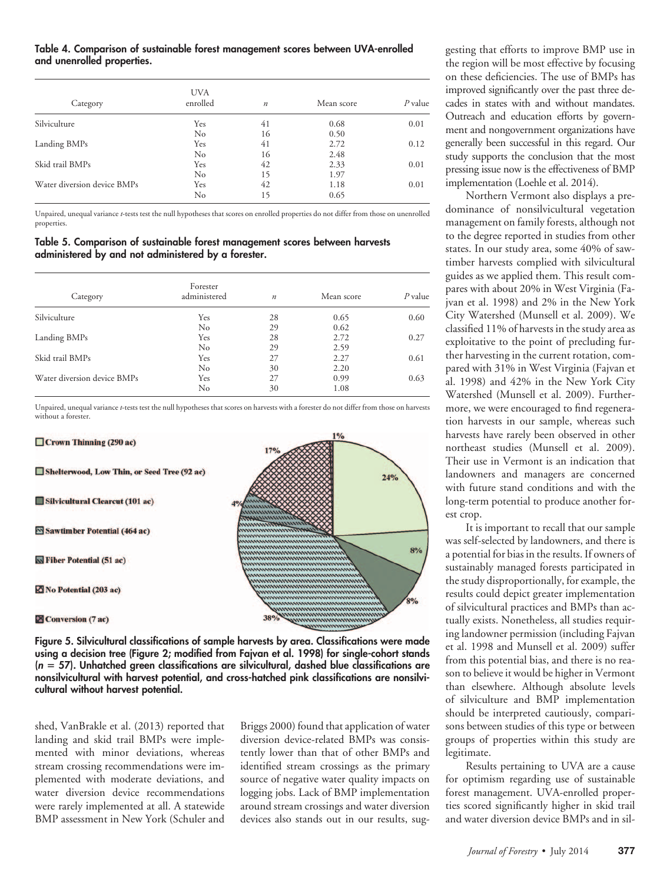**Table 4. Comparison of sustainable forest management scores between UVA-enrolled and unenrolled properties.**

| Category | UVA enrolled | $n$ | Mean score | $P$ value |
|---|---|---|---|---|
| Silviculture | Yes | 41 | 0.68 | 0.01 |
| | No | 16 | 0.50 | |
| Landing BMPs | Yes | 41 | 2.72 | 0.12 |
| | No | 16 | 2.48 | |
| Skid trail BMPs | Yes | 42 | 2.33 | 0.01 |
| | No | 15 | 1.97 | |
| Water diversion device BMPs | Yes | 42 | 1.18 | 0.01 |
| | No | 15 | 0.65 | |

Unpaired, unequal variance $t$-tests test the null hypotheses that scores on enrolled properties do not differ from those on unenrolled properties.

**Table 5. Comparison of sustainable forest management scores between harvests administered by and not administered by a forester.**

| Category | Forester administered | $n$ | Mean score | $P$ value |
|---|---|---|---|---|
| Silviculture | Yes | 28 | 0.65 | 0.60 |
| | No | 29 | 0.62 | |
| Landing BMPs | Yes | 28 | 2.72 | 0.27 |
| | No | 29 | 2.59 | |
| Skid trail BMPs | Yes | 27 | 2.27 | 0.61 |
| | No | 30 | 2.20 | |
| Water diversion device BMPs | Yes | 27 | 0.99 | 0.63 |
| | No | 30 | 1.08 | |

Unpaired, unequal variance $t$-tests test the null hypotheses that scores on harvests with a forester do not differ from those on harvests without a forester.

Crown Thinning (290 ac) 24%; Shelterwood, Low Thin, or Seed Tree (92 ac) 8%; Silvicultural Clearcut (101 ac) 8%; Sawtimber Potential (464 ac) 38%; Fiber Potential (51 ac) 4%; No Potential (203 ac) 17%; Conversion (7 ac) 1%

**Figure 5. Silvicultural classifications of sample harvests by area. Classifications were made using a decision tree (Figure 2; modified from Fajvan et al. 1998) for single-cohort stands ($n$ = 57). Unhatched green classifications are silvicultural, dashed blue classifications are nonsilvicultural with harvest potential, and cross-hatched pink classifications are nonsilvicultural without harvest potential.**

shed, VanBrakle et al. (2013) reported that landing and skid trail BMPs were implemented with minor deviations, whereas stream crossing recommendations were implemented with moderate deviations, and water diversion device recommendations were rarely implemented at all. A statewide BMP assessment in New York (Schuler and Briggs 2000) found that application of water diversion device-related BMPs was consistently lower than that of other BMPs and identified stream crossings as the primary source of negative water quality impacts on logging jobs. Lack of BMP implementation around stream crossings and water diversion devices also stands out in our results, suggesting that efforts to improve BMP use in the region will be most effective by focusing on these deficiencies. The use of BMPs has improved significantly over the past three decades in states with and without mandates. Outreach and education efforts by government and nongovernment organizations have generally been successful in this regard. Our study supports the conclusion that the most pressing issue now is the effectiveness of BMP implementation (Loehle et al. 2014).

Northern Vermont also displays a predominance of nonsilvicultural vegetation management on family forests, although not to the degree reported in studies from other states. In our study area, some 40% of sawtimber harvests complied with silvicultural guides as we applied them. This result compares with about 20% in West Virginia (Fajvan et al. 1998) and 2% in the New York City Watershed (Munsell et al. 2009). We classified 11% of harvests in the study area as exploitative to the point of precluding further harvesting in the current rotation, compared with 31% in West Virginia (Fajvan et al. 1998) and 42% in the New York City Watershed (Munsell et al. 2009). Furthermore, we were encouraged to find regeneration harvests in our sample, whereas such harvests have rarely been observed in other northeast studies (Munsell et al. 2009). Their use in Vermont is an indication that landowners and managers are concerned with future stand conditions and with the long-term potential to produce another forest crop.

It is important to recall that our sample was self-selected by landowners, and there is a potential for bias in the results. If owners of sustainably managed forests participated in the study disproportionally, for example, the results could depict greater implementation of silvicultural practices and BMPs than actually exists. Nonetheless, all studies requiring landowner permission (including Fajvan et al. 1998 and Munsell et al. 2009) suffer from this potential bias, and there is no reason to believe it would be higher in Vermont than elsewhere. Although absolute levels of silviculture and BMP implementation should be interpreted cautiously, comparisons between studies of this type or between groups of properties within this study are legitimate.

Results pertaining to UVA are a cause for optimism regarding use of sustainable forest management. UVA-enrolled properties scored significantly higher in skid trail and water diversion device BMPs and in sil-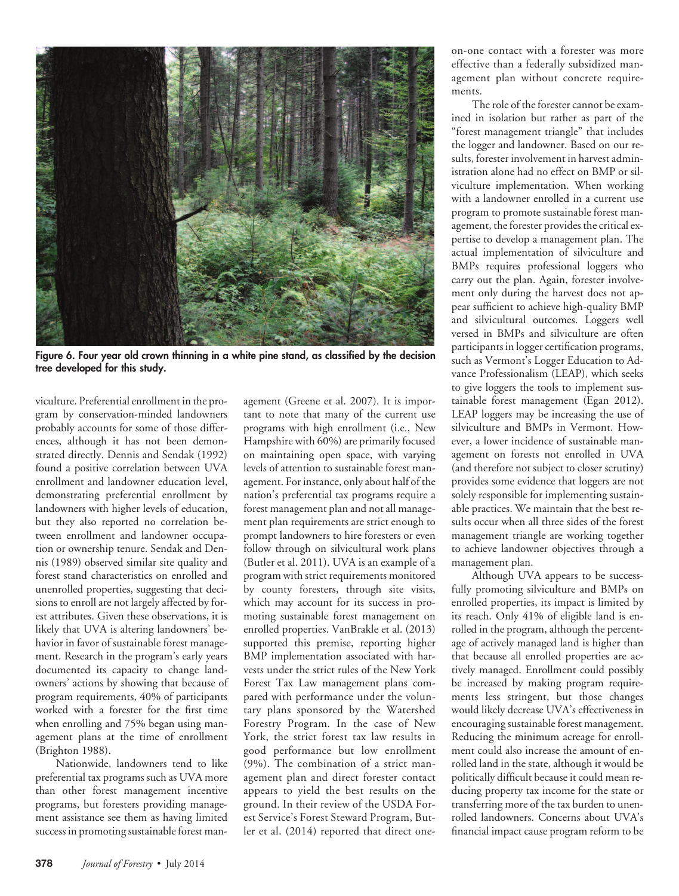Figure 6. Four year old crown thinning in a white pine stand, as classified by the decision tree developed for this study.

viculture. Preferential enrollment in the program by conservation-minded landowners probably accounts for some of those differences, although it has not been demonstrated directly. Dennis and Sendak (1992) found a positive correlation between UVA enrollment and landowner education level, demonstrating preferential enrollment by landowners with higher levels of education, but they also reported no correlation between enrollment and landowner occupation or ownership tenure. Sendak and Dennis (1989) observed similar site quality and forest stand characteristics on enrolled and unenrolled properties, suggesting that decisions to enroll are not largely affected by forest attributes. Given these observations, it is likely that UVA is altering landowners' behavior in favor of sustainable forest management. Research in the program's early years documented its capacity to change landowners' actions by showing that because of program requirements, 40% of participants worked with a forester for the first time when enrolling and 75% began using management plans at the time of enrollment (Brighton 1988).

Nationwide, landowners tend to like preferential tax programs such as UVA more than other forest management incentive programs, but foresters providing management assistance see them as having limited success in promoting sustainable forest management (Greene et al. 2007). It is important to note that many of the current use programs with high enrollment (i.e., New Hampshire with 60%) are primarily focused on maintaining open space, with varying levels of attention to sustainable forest management. For instance, only about half of the nation's preferential tax programs require a forest management plan and not all management plan requirements are strict enough to prompt landowners to hire foresters or even follow through on silvicultural work plans (Butler et al. 2011). UVA is an example of a program with strict requirements monitored by county foresters, through site visits, which may account for its success in promoting sustainable forest management on enrolled properties. VanBrakle et al. (2013) supported this premise, reporting higher BMP implementation associated with harvests under the strict rules of the New York Forest Tax Law management plans compared with performance under the voluntary plans sponsored by the Watershed Forestry Program. In the case of New York, the strict forest tax law results in good performance but low enrollment (9%). The combination of a strict management plan and direct forester contact appears to yield the best results on the ground. In their review of the USDA Forest Service's Forest Steward Program, Butler et al. (2014) reported that direct one-on-one contact with a forester was more effective than a federally subsidized management plan without concrete requirements.

The role of the forester cannot be examined in isolation but rather as part of the "forest management triangle" that includes the logger and landowner. Based on our results, forester involvement in harvest administration alone had no effect on BMP or silviculture implementation. When working with a landowner enrolled in a current use program to promote sustainable forest management, the forester provides the critical expertise to develop a management plan. The actual implementation of silviculture and BMPs requires professional loggers who carry out the plan. Again, forester involvement only during the harvest does not appear sufficient to achieve high-quality BMP and silvicultural outcomes. Loggers well versed in BMPs and silviculture are often participants in logger certification programs, such as Vermont's Logger Education to Advance Professionalism (LEAP), which seeks to give loggers the tools to implement sustainable forest management (Egan 2012). LEAP loggers may be increasing the use of silviculture and BMPs in Vermont. However, a lower incidence of sustainable management on forests not enrolled in UVA (and therefore not subject to closer scrutiny) provides some evidence that loggers are not solely responsible for implementing sustainable practices. We maintain that the best results occur when all three sides of the forest management triangle are working together to achieve landowner objectives through a management plan.

Although UVA appears to be successfully promoting silviculture and BMPs on enrolled properties, its impact is limited by its reach. Only 41% of eligible land is enrolled in the program, although the percentage of actively managed land is higher than that because all enrolled properties are actively managed. Enrollment could possibly be increased by making program requirements less stringent, but those changes would likely decrease UVA's effectiveness in encouraging sustainable forest management. Reducing the minimum acreage for enrollment could also increase the amount of enrolled land in the state, although it would be politically difficult because it could mean reducing property tax income for the state or transferring more of the tax burden to unenrolled landowners. Concerns about UVA's financial impact cause program reform to be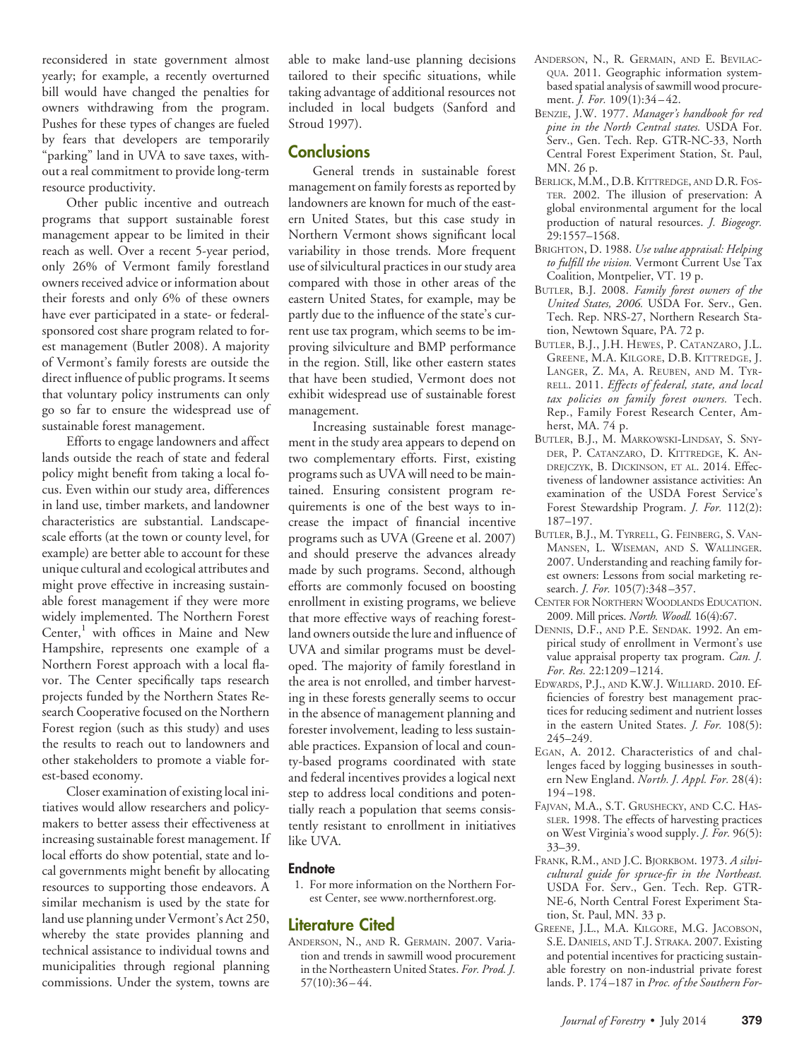reconsidered in state government almost yearly; for example, a recently overturned bill would have changed the penalties for owners withdrawing from the program. Pushes for these types of changes are fueled by fears that developers are temporarily "parking" land in UVA to save taxes, without a real commitment to provide long-term resource productivity.

Other public incentive and outreach programs that support sustainable forest management appear to be limited in their reach as well. Over a recent 5-year period, only 26% of Vermont family forestland owners received advice or information about their forests and only 6% of these owners have ever participated in a state- or federal-sponsored cost share program related to forest management (Butler 2008). A majority of Vermont's family forests are outside the direct influence of public programs. It seems that voluntary policy instruments can only go so far to ensure the widespread use of sustainable forest management.

Efforts to engage landowners and affect lands outside the reach of state and federal policy might benefit from taking a local focus. Even within our study area, differences in land use, timber markets, and landowner characteristics are substantial. Landscape-scale efforts (at the town or county level, for example) are better able to account for these unique cultural and ecological attributes and might prove effective in increasing sustainable forest management if they were more widely implemented. The Northern Forest Center,[1] with offices in Maine and New Hampshire, represents one example of a Northern Forest approach with a local flavor. The Center specifically taps research projects funded by the Northern States Research Cooperative focused on the Northern Forest region (such as this study) and uses the results to reach out to landowners and other stakeholders to promote a viable forest-based economy.

Closer examination of existing local initiatives would allow researchers and policymakers to better assess their effectiveness at increasing sustainable forest management. If local efforts do show potential, state and local governments might benefit by allocating resources to supporting those endeavors. A similar mechanism is used by the state for land use planning under Vermont's Act 250, whereby the state provides planning and technical assistance to individual towns and municipalities through regional planning commissions. Under the system, towns are able to make land-use planning decisions tailored to their specific situations, while taking advantage of additional resources not included in local budgets (Sanford and Stroud 1997).

## Conclusions

General trends in sustainable forest management on family forests as reported by landowners are known for much of the eastern United States, but this case study in Northern Vermont shows significant local variability in those trends. More frequent use of silvicultural practices in our study area compared with those in other areas of the eastern United States, for example, may be partly due to the influence of the state's current use tax program, which seems to be improving silviculture and BMP performance in the region. Still, like other eastern states that have been studied, Vermont does not exhibit widespread use of sustainable forest management.

Increasing sustainable forest management in the study area appears to depend on two complementary efforts. First, existing programs such as UVA will need to be maintained. Ensuring consistent program requirements is one of the best ways to increase the impact of financial incentive programs such as UVA (Greene et al. 2007) and should preserve the advances already made by such programs. Second, although efforts are commonly focused on boosting enrollment in existing programs, we believe that more effective ways of reaching forestland owners outside the lure and influence of UVA and similar programs must be developed. The majority of family forestland in the area is not enrolled, and timber harvesting in these forests generally seems to occur in the absence of management planning and forester involvement, leading to less sustainable practices. Expansion of local and county-based programs coordinated with state and federal incentives provides a logical next step to address local conditions and potentially reach a population that seems consistently resistant to enrollment in initiatives like UVA.

### Endnote

1. For more information on the Northern Forest Center, see www.northernforest.org.

## Literature Cited

Anderson, N., and R. Germain. 2007. Variation and trends in sawmill wood procurement in the Northeastern United States. *For. Prod. J.* 57(10):36–44.

Anderson, N., R. Germain, and E. Bevilacqua. 2011. Geographic information system-based spatial analysis of sawmill wood procurement. *J. For.* 109(1):34–42.

Benzie, J.W. 1977. *Manager's handbook for red pine in the North Central states.* USDA For. Serv., Gen. Tech. Rep. GTR-NC-33, North Central Forest Experiment Station, St. Paul, MN. 26 p.

Berlick, M.M., D.B. Kittredge, and D.R. Foster. 2002. The illusion of preservation: A global environmental argument for the local production of natural resources. *J. Biogeogr.* 29:1557–1568.

Brighton, D. 1988. *Use value appraisal: Helping to fulfill the vision.* Vermont Current Use Tax Coalition, Montpelier, VT. 19 p.

Butler, B.J. 2008. *Family forest owners of the United States, 2006.* USDA For. Serv., Gen. Tech. Rep. NRS-27, Northern Research Station, Newtown Square, PA. 72 p.

Butler, B.J., J.H. Hewes, P. Catanzaro, J.L. Greene, M.A. Kilgore, D.B. Kittredge, J. Langer, Z. Ma, A. Reuben, and M. Tyrrell. 2011. *Effects of federal, state, and local tax policies on family forest owners.* Tech. Rep., Family Forest Research Center, Amherst, MA. 74 p.

Butler, B.J., M. Markowski-Lindsay, S. Snyder, P. Catanzaro, D. Kittredge, K. Andrejczyk, B. Dickinson, et al. 2014. Effectiveness of landowner assistance activities: An examination of the USDA Forest Service's Forest Stewardship Program. *J. For.* 112(2): 187–197.

Butler, B.J., M. Tyrrell, G. Feinberg, S. VanMansen, L. Wiseman, and S. Wallinger. 2007. Understanding and reaching family forest owners: Lessons from social marketing research. *J. For.* 105(7):348–357.

Center for Northern Woodlands Education. 2009. Mill prices. *North. Woodl.* 16(4):67.

Dennis, D.F., and P.E. Sendak. 1992. An empirical study of enrollment in Vermont's use value appraisal property tax program. *Can. J. For. Res.* 22:1209–1214.

Edwards, P.J., and K.W.J. Williard. 2010. Efficiencies of forestry best management practices for reducing sediment and nutrient losses in the eastern United States. *J. For.* 108(5): 245–249.

Egan, A. 2012. Characteristics of and challenges faced by logging businesses in southern New England. *North. J. Appl. For.* 28(4): 194–198.

Fajvan, M.A., S.T. Grushecky, and C.C. Hassler. 1998. The effects of harvesting practices on West Virginia's wood supply. *J. For.* 96(5): 33–39.

Frank, R.M., and J.C. Bjorkbom. 1973. *A silvicultural guide for spruce-fir in the Northeast.* USDA For. Serv., Gen. Tech. Rep. GTR-NE-6, North Central Forest Experiment Station, St. Paul, MN. 33 p.

Greene, J.L., M.A. Kilgore, M.G. Jacobson, S.E. Daniels, and T.J. Straka. 2007. Existing and potential incentives for practicing sustainable forestry on non-industrial private forest lands. P. 174–187 in *Proc. of the Southern For-*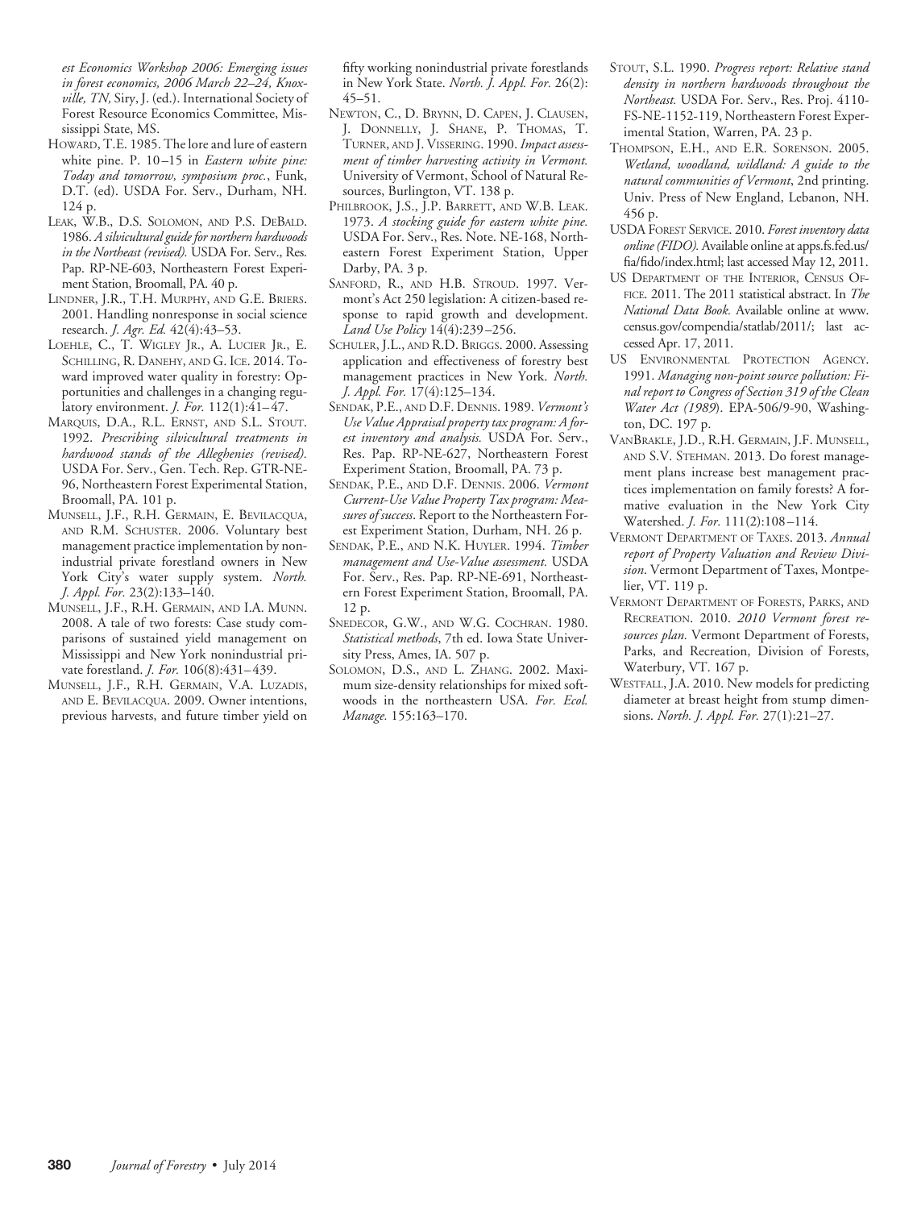*est Economics Workshop 2006: Emerging issues in forest economics, 2006 March 22–24, Knoxville, TN,* Siry, J. (ed.). International Society of Forest Resource Economics Committee, Mississippi State, MS.

HOWARD, T.E. 1985. The lore and lure of eastern white pine. P. 10–15 in *Eastern white pine: Today and tomorrow, symposium proc.*, Funk, D.T. (ed). USDA For. Serv., Durham, NH. 124 p.

LEAK, W.B., D.S. SOLOMON, AND P.S. DEBALD. 1986. *A silvicultural guide for northern hardwoods in the Northeast (revised).* USDA For. Serv., Res. Pap. RP-NE-603, Northeastern Forest Experiment Station, Broomall, PA. 40 p.

LINDNER, J.R., T.H. MURPHY, AND G.E. BRIERS. 2001. Handling nonresponse in social science research. *J. Agr. Ed.* 42(4):43–53.

LOEHLE, C., T. WIGLEY JR., A. LUCIER JR., E. SCHILLING, R. DANEHY, AND G. ICE. 2014. Toward improved water quality in forestry: Opportunities and challenges in a changing regulatory environment. *J. For.* 112(1):41–47.

MARQUIS, D.A., R.L. ERNST, AND S.L. STOUT. 1992. *Prescribing silvicultural treatments in hardwood stands of the Alleghenies (revised).* USDA For. Serv., Gen. Tech. Rep. GTR-NE-96, Northeastern Forest Experimental Station, Broomall, PA. 101 p.

MUNSELL, J.F., R.H. GERMAIN, E. BEVILACQUA, AND R.M. SCHUSTER. 2006. Voluntary best management practice implementation by nonindustrial private forestland owners in New York City's water supply system. *North. J. Appl. For.* 23(2):133–140.

MUNSELL, J.F., R.H. GERMAIN, AND I.A. MUNN. 2008. A tale of two forests: Case study comparisons of sustained yield management on Mississippi and New York nonindustrial private forestland. *J. For.* 106(8):431–439.

MUNSELL, J.F., R.H. GERMAIN, V.A. LUZADIS, AND E. BEVILACQUA. 2009. Owner intentions, previous harvests, and future timber yield on fifty working nonindustrial private forestlands in New York State. *North. J. Appl. For.* 26(2): 45–51.

NEWTON, C., D. BRYNN, D. CAPEN, J. CLAUSEN, J. DONNELLY, J. SHANE, P. THOMAS, T. TURNER, AND J. VISSERING. 1990. *Impact assessment of timber harvesting activity in Vermont.* University of Vermont, School of Natural Resources, Burlington, VT. 138 p.

PHILBROOK, J.S., J.P. BARRETT, AND W.B. LEAK. 1973. *A stocking guide for eastern white pine.* USDA For. Serv., Res. Note. NE-168, Northeastern Forest Experiment Station, Upper Darby, PA. 3 p.

SANFORD, R., AND H.B. STROUD. 1997. Vermont's Act 250 legislation: A citizen-based response to rapid growth and development. *Land Use Policy* 14(4):239–256.

SCHULER, J.L., AND R.D. BRIGGS. 2000. Assessing application and effectiveness of forestry best management practices in New York. *North. J. Appl. For.* 17(4):125–134.

SENDAK, P.E., AND D.F. DENNIS. 1989. *Vermont's Use Value Appraisal property tax program: A forest inventory and analysis.* USDA For. Serv., Res. Pap. RP-NE-627, Northeastern Forest Experiment Station, Broomall, PA. 73 p.

SENDAK, P.E., AND D.F. DENNIS. 2006. *Vermont Current-Use Value Property Tax program: Measures of success*. Report to the Northeastern Forest Experiment Station, Durham, NH. 26 p.

SENDAK, P.E., AND N.K. HUYLER. 1994. *Timber management and Use-Value assessment.* USDA For. Serv., Res. Pap. RP-NE-691, Northeastern Forest Experiment Station, Broomall, PA. 12 p.

SNEDECOR, G.W., AND W.G. COCHRAN. 1980. *Statistical methods*, 7th ed. Iowa State University Press, Ames, IA. 507 p.

SOLOMON, D.S., AND L. ZHANG. 2002. Maximum size-density relationships for mixed softwoods in the northeastern USA. *For. Ecol. Manage.* 155:163–170.

STOUT, S.L. 1990. *Progress report: Relative stand density in northern hardwoods throughout the Northeast.* USDA For. Serv., Res. Proj. 4110-FS-NE-1152-119, Northeastern Forest Experimental Station, Warren, PA. 23 p.

THOMPSON, E.H., AND E.R. SORENSON. 2005. *Wetland, woodland, wildland: A guide to the natural communities of Vermont*, 2nd printing. Univ. Press of New England, Lebanon, NH. 456 p.

USDA FOREST SERVICE. 2010. *Forest inventory data online (FIDO).* Available online at apps.fs.fed.us/fia/fido/index.html; last accessed May 12, 2011.

US DEPARTMENT OF THE INTERIOR, CENSUS OFFICE. 2011. The 2011 statistical abstract. In *The National Data Book.* Available online at www.census.gov/compendia/statlab/2011/; last accessed Apr. 17, 2011.

US ENVIRONMENTAL PROTECTION AGENCY. 1991. *Managing non-point source pollution: Final report to Congress of Section 319 of the Clean Water Act (1989)*. EPA-506/9-90, Washington, DC. 197 p.

VANBRAKLE, J.D., R.H. GERMAIN, J.F. MUNSELL, AND S.V. STEHMAN. 2013. Do forest management plans increase best management practices implementation on family forests? A formative evaluation in the New York City Watershed. *J. For.* 111(2):108–114.

VERMONT DEPARTMENT OF TAXES. 2013. *Annual report of Property Valuation and Review Division*. Vermont Department of Taxes, Montpelier, VT. 119 p.

VERMONT DEPARTMENT OF FORESTS, PARKS, AND RECREATION. 2010. *2010 Vermont forest resources plan.* Vermont Department of Forests, Parks, and Recreation, Division of Forests, Waterbury, VT. 167 p.

WESTFALL, J.A. 2010. New models for predicting diameter at breast height from stump dimensions. *North. J. Appl. For.* 27(1):21–27.